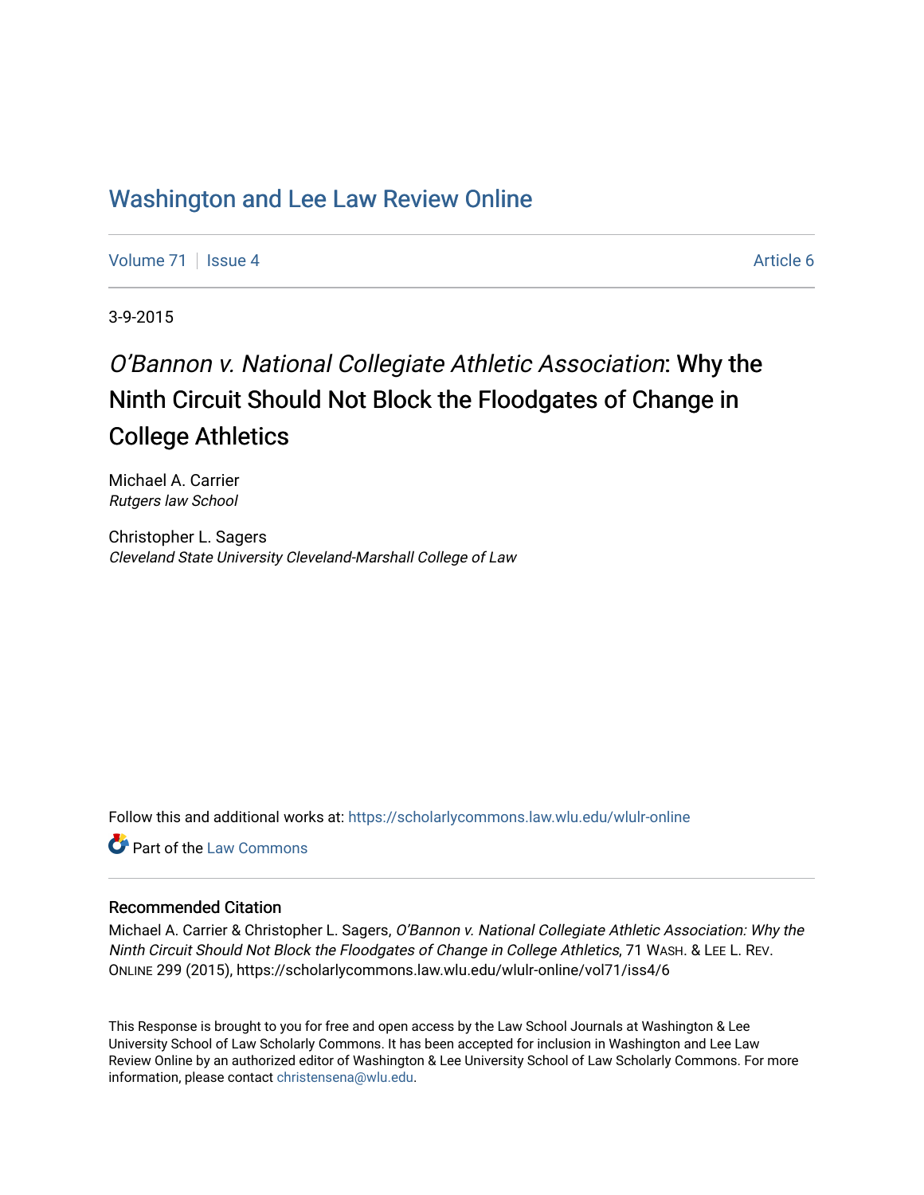# Washington and Lee Law Review Online

Volume 71 | Issue 4 | Article 6

3-9-2015

## *O'Bannon v. National Collegiate Athletic Association*: Why the Ninth Circuit Should Not Block the Floodgates of Change in College Athletics

Michael A. Carrier
*Rutgers law School*

Christopher L. Sagers
*Cleveland State University Cleveland-Marshall College of Law*

Follow this and additional works at: https://scholarlycommons.law.wlu.edu/wlulr-online

Part of the Law Commons

### Recommended Citation

Michael A. Carrier & Christopher L. Sagers, *O'Bannon v. National Collegiate Athletic Association: Why the Ninth Circuit Should Not Block the Floodgates of Change in College Athletics*, 71 WASH. & LEE L. REV. ONLINE 299 (2015), https://scholarlycommons.law.wlu.edu/wlulr-online/vol71/iss4/6

This Response is brought to you for free and open access by the Law School Journals at Washington & Lee University School of Law Scholarly Commons. It has been accepted for inclusion in Washington and Lee Law Review Online by an authorized editor of Washington & Lee University School of Law Scholarly Commons. For more information, please contact christensena@wlu.edu.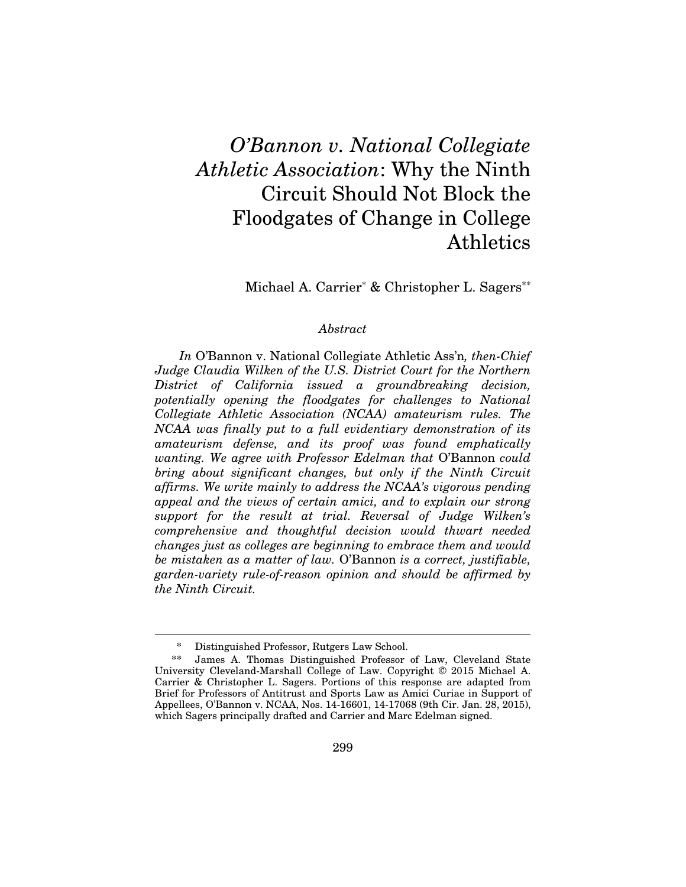# *O'Bannon v. National Collegiate Athletic Association*: Why the Ninth Circuit Should Not Block the Floodgates of Change in College Athletics

Michael A. Carrier[*] & Christopher L. Sagers[**]

*Abstract*

*In* O'Bannon v. National Collegiate Athletic Ass'n*, then-Chief Judge Claudia Wilken of the U.S. District Court for the Northern District of California issued a groundbreaking decision, potentially opening the floodgates for challenges to National Collegiate Athletic Association (NCAA) amateurism rules. The NCAA was finally put to a full evidentiary demonstration of its amateurism defense, and its proof was found emphatically wanting. We agree with Professor Edelman that* O'Bannon *could bring about significant changes, but only if the Ninth Circuit affirms. We write mainly to address the NCAA's vigorous pending appeal and the views of certain amici, and to explain our strong support for the result at trial. Reversal of Judge Wilken's comprehensive and thoughtful decision would thwart needed changes just as colleges are beginning to embrace them and would be mistaken as a matter of law.* O'Bannon *is a correct, justifiable, garden-variety rule-of-reason opinion and should be affirmed by the Ninth Circuit.*

---

[*] Distinguished Professor, Rutgers Law School.

[**] James A. Thomas Distinguished Professor of Law, Cleveland State University Cleveland-Marshall College of Law. Copyright © 2015 Michael A. Carrier & Christopher L. Sagers. Portions of this response are adapted from Brief for Professors of Antitrust and Sports Law as Amici Curiae in Support of Appellees, O'Bannon v. NCAA, Nos. 14-16601, 14-17068 (9th Cir. Jan. 28, 2015), which Sagers principally drafted and Carrier and Marc Edelman signed.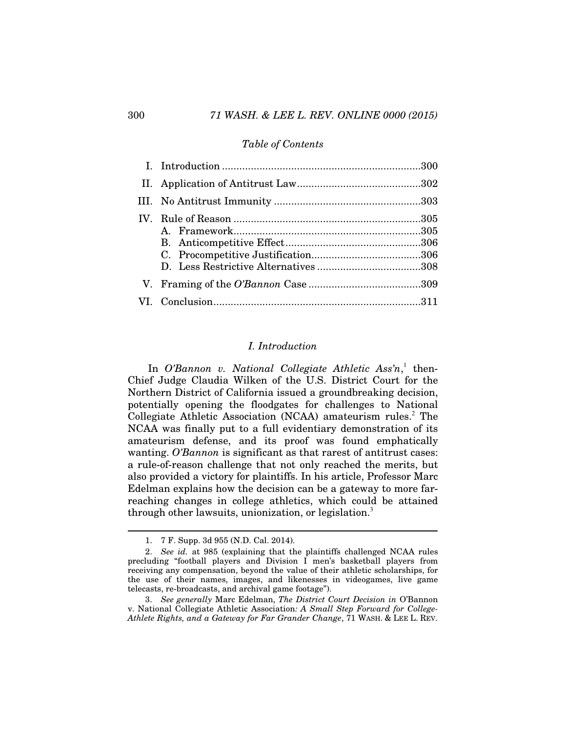*Table of Contents*

| | | |
|---|---|---|
| I. | Introduction | 300 |
| II. | Application of Antitrust Law | 302 |
| III. | No Antitrust Immunity | 303 |
| IV. | Rule of Reason | 305 |
| | A. Framework | 305 |
| | B. Anticompetitive Effect | 306 |
| | C. Procompetitive Justification | 306 |
| | D. Less Restrictive Alternatives | 308 |
| V. | Framing of the *O'Bannon* Case | 309 |
| VI. | Conclusion | 311 |

## *I. Introduction*

In *O'Bannon v. National Collegiate Athletic Ass'n*,[1] then-Chief Judge Claudia Wilken of the U.S. District Court for the Northern District of California issued a groundbreaking decision, potentially opening the floodgates for challenges to National Collegiate Athletic Association (NCAA) amateurism rules.[2] The NCAA was finally put to a full evidentiary demonstration of its amateurism defense, and its proof was found emphatically wanting. *O'Bannon* is significant as that rarest of antitrust cases: a rule-of-reason challenge that not only reached the merits, but also provided a victory for plaintiffs. In his article, Professor Marc Edelman explains how the decision can be a gateway to more far-reaching changes in college athletics, which could be attained through other lawsuits, unionization, or legislation.[3]

---

1. 7 F. Supp. 3d 955 (N.D. Cal. 2014).

2. *See id.* at 985 (explaining that the plaintiffs challenged NCAA rules precluding "football players and Division I men's basketball players from receiving any compensation, beyond the value of their athletic scholarships, for the use of their names, images, and likenesses in videogames, live game telecasts, re-broadcasts, and archival game footage").

3. *See generally* Marc Edelman, *The District Court Decision in* O'Bannon v. National Collegiate Athletic Association*: A Small Step Forward for College-Athlete Rights, and a Gateway for Far Grander Change*, 71 WASH. & LEE L. REV.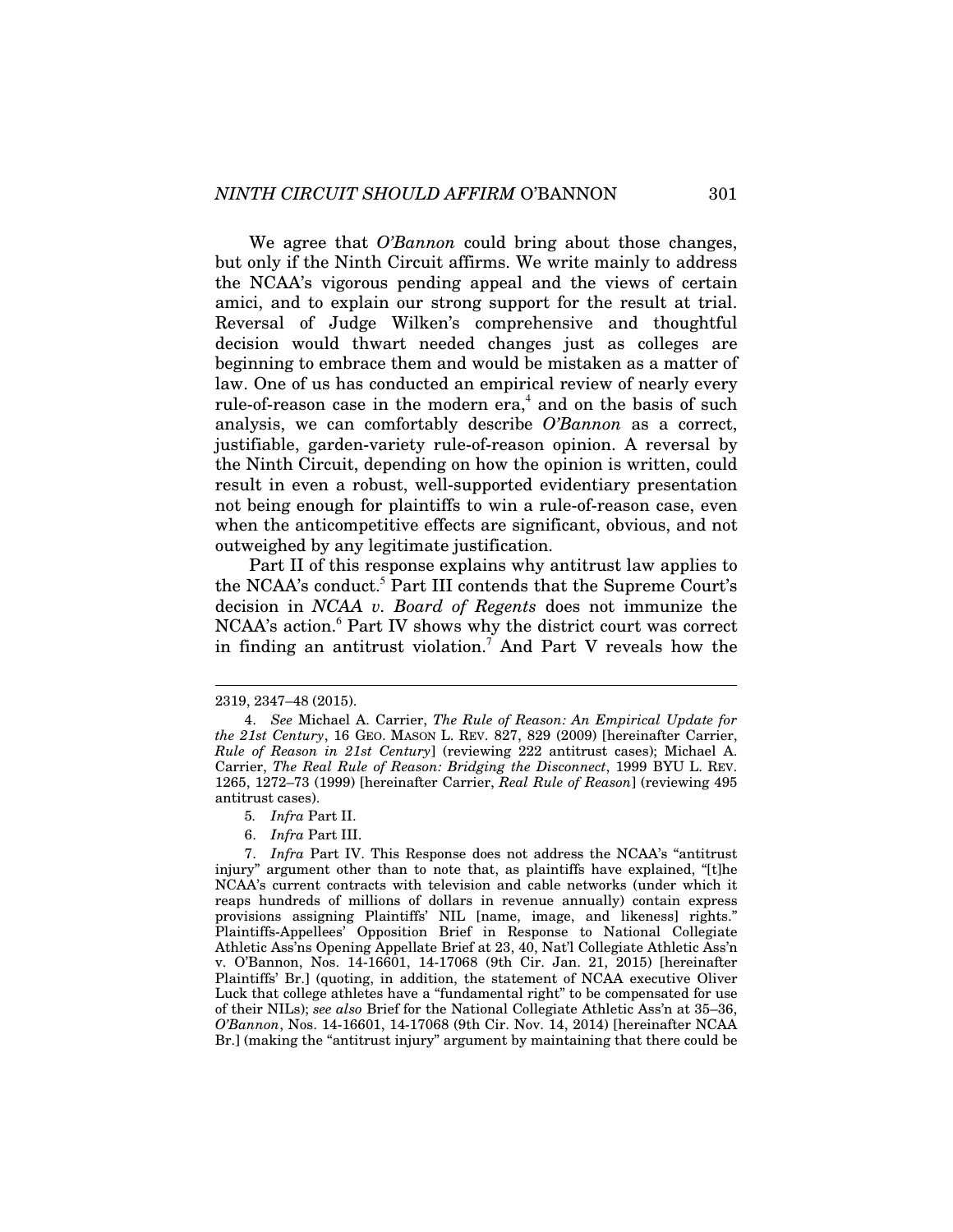We agree that *O'Bannon* could bring about those changes, but only if the Ninth Circuit affirms. We write mainly to address the NCAA's vigorous pending appeal and the views of certain amici, and to explain our strong support for the result at trial. Reversal of Judge Wilken's comprehensive and thoughtful decision would thwart needed changes just as colleges are beginning to embrace them and would be mistaken as a matter of law. One of us has conducted an empirical review of nearly every rule-of-reason case in the modern era,[4] and on the basis of such analysis, we can comfortably describe *O'Bannon* as a correct, justifiable, garden-variety rule-of-reason opinion. A reversal by the Ninth Circuit, depending on how the opinion is written, could result in even a robust, well-supported evidentiary presentation not being enough for plaintiffs to win a rule-of-reason case, even when the anticompetitive effects are significant, obvious, and not outweighed by any legitimate justification.

Part II of this response explains why antitrust law applies to the NCAA's conduct.[5] Part III contends that the Supreme Court's decision in *NCAA v. Board of Regents* does not immunize the NCAA's action.[6] Part IV shows why the district court was correct in finding an antitrust violation.[7] And Part V reveals how the

---

2319, 2347–48 (2015).

4. *See* Michael A. Carrier, *The Rule of Reason: An Empirical Update for the 21st Century*, 16 GEO. MASON L. REV. 827, 829 (2009) [hereinafter Carrier, *Rule of Reason in 21st Century*] (reviewing 222 antitrust cases); Michael A. Carrier, *The Real Rule of Reason: Bridging the Disconnect*, 1999 BYU L. REV. 1265, 1272–73 (1999) [hereinafter Carrier, *Real Rule of Reason*] (reviewing 495 antitrust cases).

5. *Infra* Part II.

6. *Infra* Part III.

7. *Infra* Part IV. This Response does not address the NCAA's "antitrust injury" argument other than to note that, as plaintiffs have explained, "[t]he NCAA's current contracts with television and cable networks (under which it reaps hundreds of millions of dollars in revenue annually) contain express provisions assigning Plaintiffs' NIL [name, image, and likeness] rights." Plaintiffs-Appellees' Opposition Brief in Response to National Collegiate Athletic Ass'ns Opening Appellate Brief at 23, 40, Nat'l Collegiate Athletic Ass'n v. O'Bannon, Nos. 14-16601, 14-17068 (9th Cir. Jan. 21, 2015) [hereinafter Plaintiffs' Br.] (quoting, in addition, the statement of NCAA executive Oliver Luck that college athletes have a "fundamental right" to be compensated for use of their NILs); *see also* Brief for the National Collegiate Athletic Ass'n at 35–36, *O'Bannon*, Nos. 14-16601, 14-17068 (9th Cir. Nov. 14, 2014) [hereinafter NCAA Br.] (making the "antitrust injury" argument by maintaining that there could be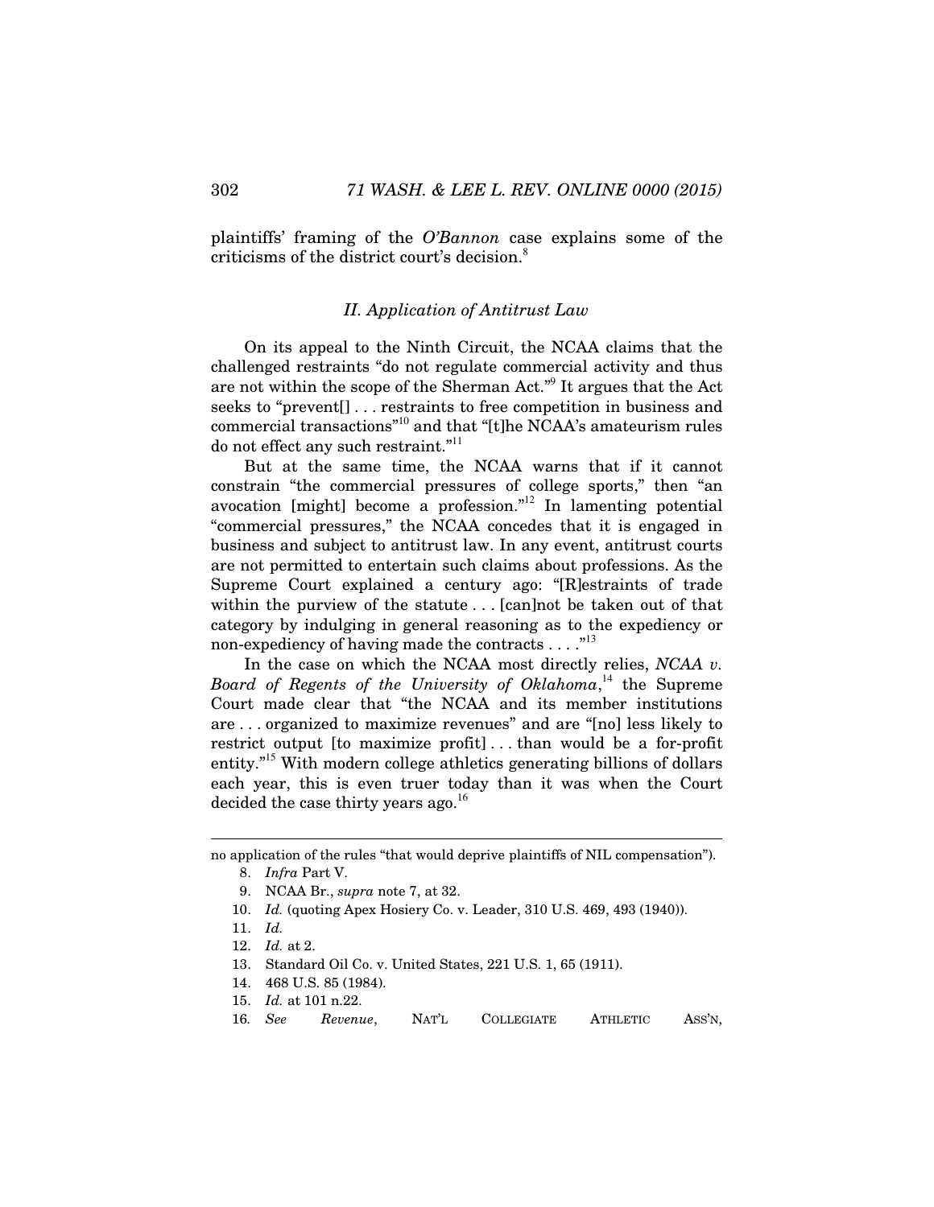plaintiffs' framing of the *O'Bannon* case explains some of the criticisms of the district court's decision.[8]

### *II. Application of Antitrust Law*

On its appeal to the Ninth Circuit, the NCAA claims that the challenged restraints "do not regulate commercial activity and thus are not within the scope of the Sherman Act."[9] It argues that the Act seeks to "prevent[] . . . restraints to free competition in business and commercial transactions"[10] and that "[t]he NCAA's amateurism rules do not effect any such restraint."[11]

But at the same time, the NCAA warns that if it cannot constrain "the commercial pressures of college sports," then "an avocation [might] become a profession."[12] In lamenting potential "commercial pressures," the NCAA concedes that it is engaged in business and subject to antitrust law. In any event, antitrust courts are not permitted to entertain such claims about professions. As the Supreme Court explained a century ago: "[R]estraints of trade within the purview of the statute . . . [can]not be taken out of that category by indulging in general reasoning as to the expediency or non-expediency of having made the contracts . . . ."[13]

In the case on which the NCAA most directly relies, *NCAA v. Board of Regents of the University of Oklahoma*,[14] the Supreme Court made clear that "the NCAA and its member institutions are . . . organized to maximize revenues" and are "[no] less likely to restrict output [to maximize profit] . . . than would be a for-profit entity."[15] With modern college athletics generating billions of dollars each year, this is even truer today than it was when the Court decided the case thirty years ago.[16]

---

no application of the rules "that would deprive plaintiffs of NIL compensation").

8. *Infra* Part V.
9. NCAA Br., *supra* note 7, at 32.
10. *Id.* (quoting Apex Hosiery Co. v. Leader, 310 U.S. 469, 493 (1940)).
11. *Id.*
12. *Id.* at 2.
13. Standard Oil Co. v. United States, 221 U.S. 1, 65 (1911).
14. 468 U.S. 85 (1984).
15. *Id.* at 101 n.22.
16. *See* *Revenue*, NAT'L COLLEGIATE ATHLETIC ASS'N,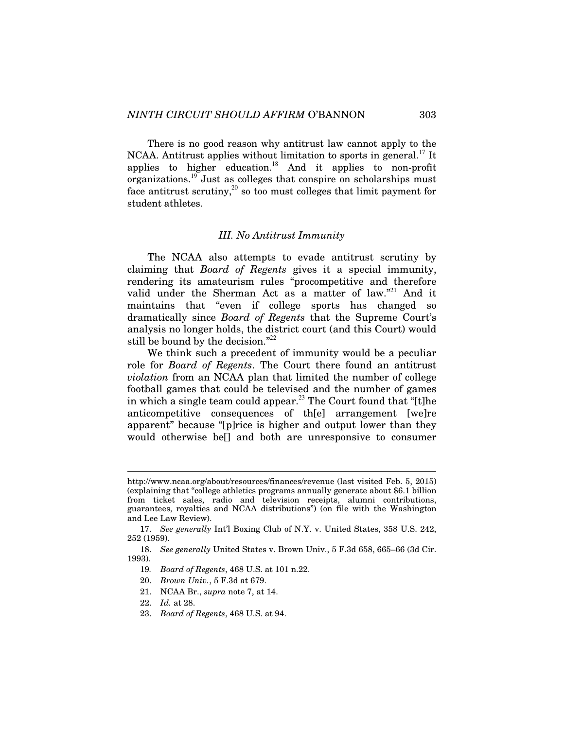There is no good reason why antitrust law cannot apply to the NCAA. Antitrust applies without limitation to sports in general.[17] It applies to higher education.[18] And it applies to non-profit organizations.[19] Just as colleges that conspire on scholarships must face antitrust scrutiny,[20] so too must colleges that limit payment for student athletes.

### *III. No Antitrust Immunity*

The NCAA also attempts to evade antitrust scrutiny by claiming that *Board of Regents* gives it a special immunity, rendering its amateurism rules "procompetitive and therefore valid under the Sherman Act as a matter of law."[21] And it maintains that "even if college sports has changed so dramatically since *Board of Regents* that the Supreme Court's analysis no longer holds, the district court (and this Court) would still be bound by the decision."[22]

We think such a precedent of immunity would be a peculiar role for *Board of Regents*. The Court there found an antitrust *violation* from an NCAA plan that limited the number of college football games that could be televised and the number of games in which a single team could appear.[23] The Court found that "[t]he anticompetitive consequences of th[e] arrangement [we]re apparent" because "[p]rice is higher and output lower than they would otherwise be[] and both are unresponsive to consumer

---

http://www.ncaa.org/about/resources/finances/revenue (last visited Feb. 5, 2015) (explaining that "college athletics programs annually generate about $6.1 billion from ticket sales, radio and television receipts, alumni contributions, guarantees, royalties and NCAA distributions") (on file with the Washington and Lee Law Review).

17. *See generally* Int'l Boxing Club of N.Y. v. United States, 358 U.S. 242, 252 (1959).

18. *See generally* United States v. Brown Univ., 5 F.3d 658, 665–66 (3d Cir. 1993).

19. *Board of Regents*, 468 U.S. at 101 n.22.

20. *Brown Univ.*, 5 F.3d at 679.

21. NCAA Br., *supra* note 7, at 14.

22. *Id.* at 28.

23. *Board of Regents*, 468 U.S. at 94.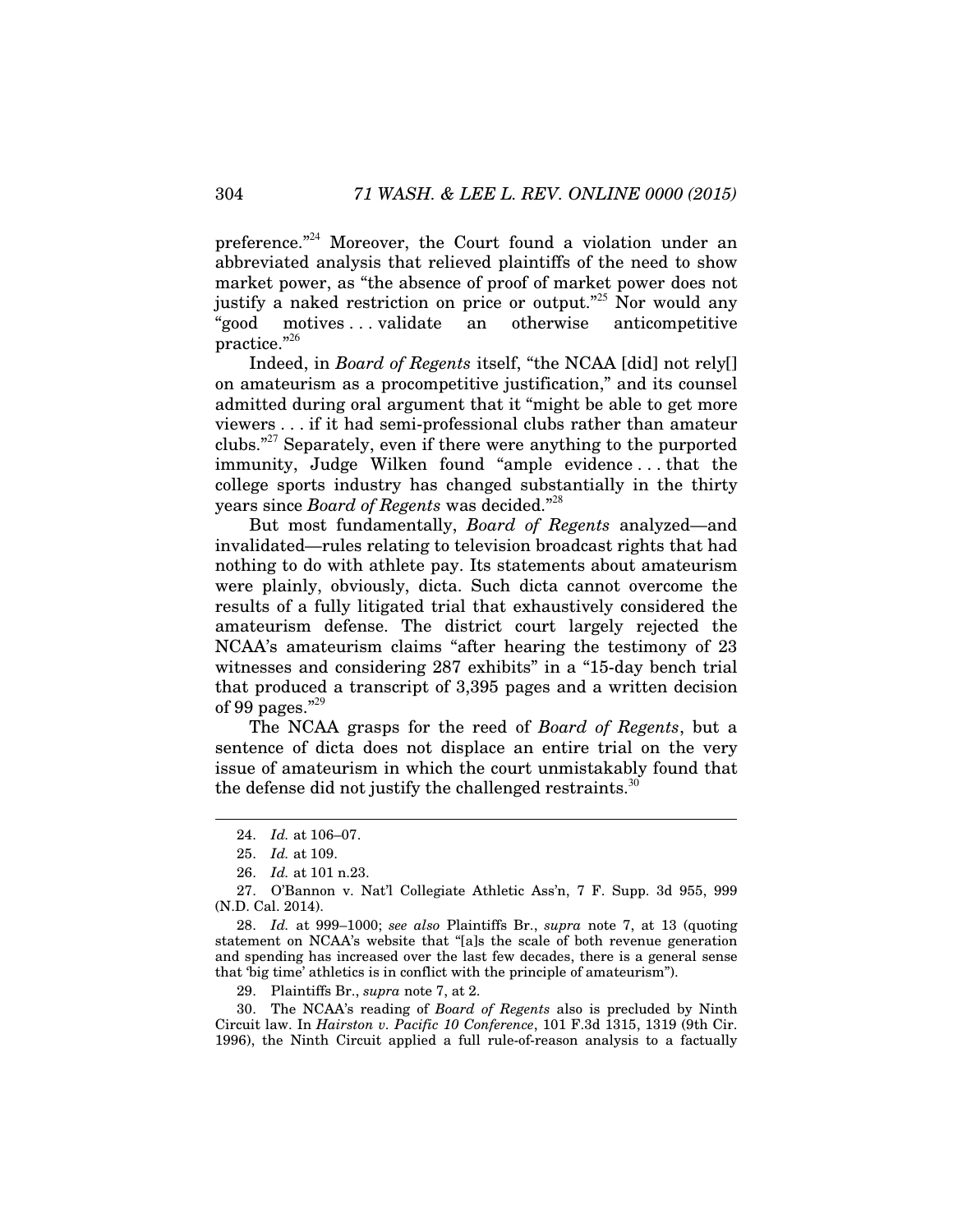preference."[24] Moreover, the Court found a violation under an abbreviated analysis that relieved plaintiffs of the need to show market power, as "the absence of proof of market power does not justify a naked restriction on price or output."[25] Nor would any "good motives . . . validate an otherwise anticompetitive practice."[26]

Indeed, in *Board of Regents* itself, "the NCAA [did] not rely[] on amateurism as a procompetitive justification," and its counsel admitted during oral argument that it "might be able to get more viewers . . . if it had semi-professional clubs rather than amateur clubs."[27] Separately, even if there were anything to the purported immunity, Judge Wilken found "ample evidence . . . that the college sports industry has changed substantially in the thirty years since *Board of Regents* was decided."[28]

But most fundamentally, *Board of Regents* analyzed—and invalidated—rules relating to television broadcast rights that had nothing to do with athlete pay. Its statements about amateurism were plainly, obviously, dicta. Such dicta cannot overcome the results of a fully litigated trial that exhaustively considered the amateurism defense. The district court largely rejected the NCAA's amateurism claims "after hearing the testimony of 23 witnesses and considering 287 exhibits" in a "15-day bench trial that produced a transcript of 3,395 pages and a written decision of 99 pages."[29]

The NCAA grasps for the reed of *Board of Regents*, but a sentence of dicta does not displace an entire trial on the very issue of amateurism in which the court unmistakably found that the defense did not justify the challenged restraints.[30]

---

24. *Id.* at 106–07.

25. *Id.* at 109.

26. *Id.* at 101 n.23.

27. O'Bannon v. Nat'l Collegiate Athletic Ass'n, 7 F. Supp. 3d 955, 999 (N.D. Cal. 2014).

28. *Id.* at 999–1000; *see also* Plaintiffs Br., *supra* note 7, at 13 (quoting statement on NCAA's website that "[a]s the scale of both revenue generation and spending has increased over the last few decades, there is a general sense that 'big time' athletics is in conflict with the principle of amateurism").

29. Plaintiffs Br., *supra* note 7, at 2.

30. The NCAA's reading of *Board of Regents* also is precluded by Ninth Circuit law. In *Hairston v. Pacific 10 Conference*, 101 F.3d 1315, 1319 (9th Cir. 1996), the Ninth Circuit applied a full rule-of-reason analysis to a factually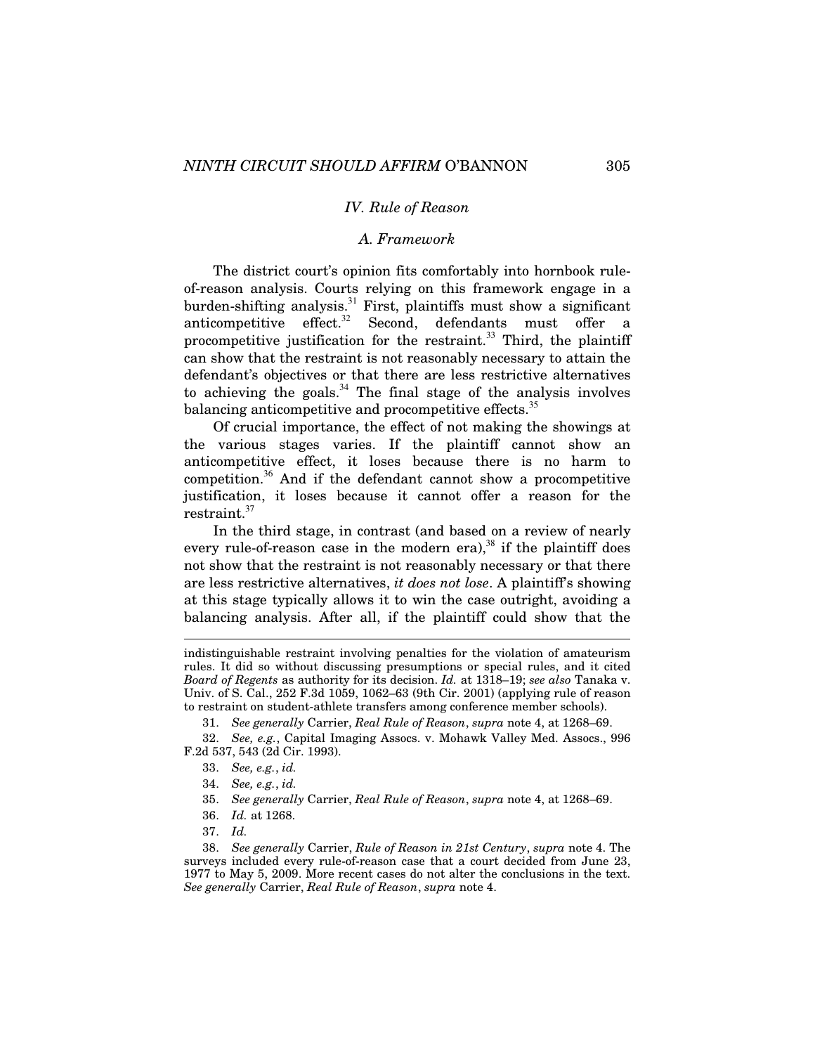### IV. Rule of Reason

#### A. Framework

The district court's opinion fits comfortably into hornbook rule-of-reason analysis. Courts relying on this framework engage in a burden-shifting analysis.[31] First, plaintiffs must show a significant anticompetitive effect.[32] Second, defendants must offer a procompetitive justification for the restraint.[33] Third, the plaintiff can show that the restraint is not reasonably necessary to attain the defendant's objectives or that there are less restrictive alternatives to achieving the goals.[34] The final stage of the analysis involves balancing anticompetitive and procompetitive effects.[35]

Of crucial importance, the effect of not making the showings at the various stages varies. If the plaintiff cannot show an anticompetitive effect, it loses because there is no harm to competition.[36] And if the defendant cannot show a procompetitive justification, it loses because it cannot offer a reason for the restraint.[37]

In the third stage, in contrast (and based on a review of nearly every rule-of-reason case in the modern era),[38] if the plaintiff does not show that the restraint is not reasonably necessary or that there are less restrictive alternatives, *it does not lose*. A plaintiff's showing at this stage typically allows it to win the case outright, avoiding a balancing analysis. After all, if the plaintiff could show that the

---

indistinguishable restraint involving penalties for the violation of amateurism rules. It did so without discussing presumptions or special rules, and it cited *Board of Regents* as authority for its decision. *Id.* at 1318–19; *see also* Tanaka v. Univ. of S. Cal., 252 F.3d 1059, 1062–63 (9th Cir. 2001) (applying rule of reason to restraint on student-athlete transfers among conference member schools).

31. *See generally* Carrier, *Real Rule of Reason*, *supra* note 4, at 1268–69.

32. *See, e.g.*, Capital Imaging Assocs. v. Mohawk Valley Med. Assocs., 996 F.2d 537, 543 (2d Cir. 1993).

33. *See, e.g.*, *id.*

34. *See, e.g.*, *id.*

35. *See generally* Carrier, *Real Rule of Reason*, *supra* note 4, at 1268–69.

36. *Id.* at 1268.

37. *Id.*

38. *See generally* Carrier, *Rule of Reason in 21st Century*, *supra* note 4. The surveys included every rule-of-reason case that a court decided from June 23, 1977 to May 5, 2009. More recent cases do not alter the conclusions in the text. *See generally* Carrier, *Real Rule of Reason*, *supra* note 4.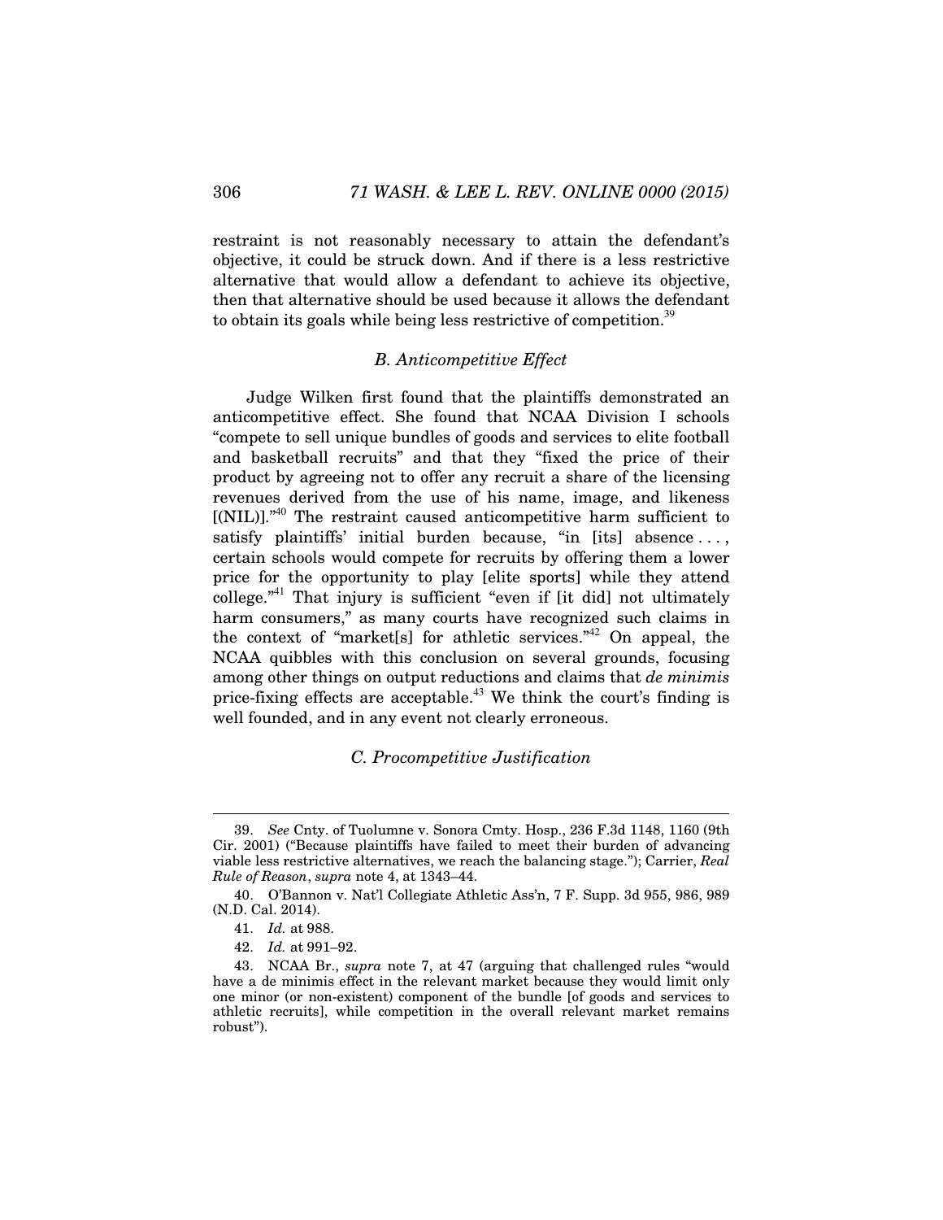restraint is not reasonably necessary to attain the defendant's objective, it could be struck down. And if there is a less restrictive alternative that would allow a defendant to achieve its objective, then that alternative should be used because it allows the defendant to obtain its goals while being less restrictive of competition.[39]

### *B. Anticompetitive Effect*

Judge Wilken first found that the plaintiffs demonstrated an anticompetitive effect. She found that NCAA Division I schools "compete to sell unique bundles of goods and services to elite football and basketball recruits" and that they "fixed the price of their product by agreeing not to offer any recruit a share of the licensing revenues derived from the use of his name, image, and likeness [(NIL)]."[40] The restraint caused anticompetitive harm sufficient to satisfy plaintiffs' initial burden because, "in [its] absence . . . , certain schools would compete for recruits by offering them a lower price for the opportunity to play [elite sports] while they attend college."[41] That injury is sufficient "even if [it did] not ultimately harm consumers," as many courts have recognized such claims in the context of "market[s] for athletic services."[42] On appeal, the NCAA quibbles with this conclusion on several grounds, focusing among other things on output reductions and claims that *de minimis* price-fixing effects are acceptable.[43] We think the court's finding is well founded, and in any event not clearly erroneous.

### *C. Procompetitive Justification*

---

39. *See* Cnty. of Tuolumne v. Sonora Cmty. Hosp., 236 F.3d 1148, 1160 (9th Cir. 2001) ("Because plaintiffs have failed to meet their burden of advancing viable less restrictive alternatives, we reach the balancing stage."); Carrier, *Real Rule of Reason*, *supra* note 4, at 1343–44.

40. O'Bannon v. Nat'l Collegiate Athletic Ass'n, 7 F. Supp. 3d 955, 986, 989 (N.D. Cal. 2014).

41. *Id.* at 988.

42. *Id.* at 991–92.

43. NCAA Br., *supra* note 7, at 47 (arguing that challenged rules "would have a de minimis effect in the relevant market because they would limit only one minor (or non-existent) component of the bundle [of goods and services to athletic recruits], while competition in the overall relevant market remains robust").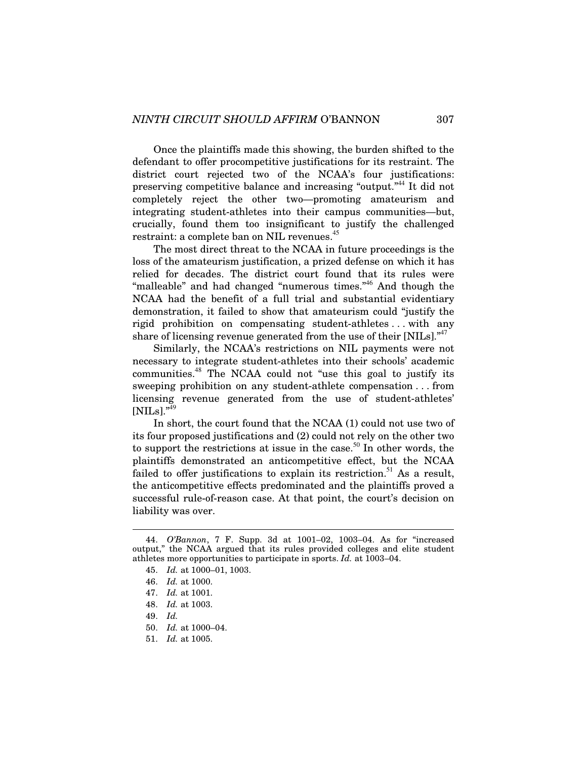Once the plaintiffs made this showing, the burden shifted to the defendant to offer procompetitive justifications for its restraint. The district court rejected two of the NCAA's four justifications: preserving competitive balance and increasing "output."[44] It did not completely reject the other two—promoting amateurism and integrating student-athletes into their campus communities—but, crucially, found them too insignificant to justify the challenged restraint: a complete ban on NIL revenues.[45]

The most direct threat to the NCAA in future proceedings is the loss of the amateurism justification, a prized defense on which it has relied for decades. The district court found that its rules were "malleable" and had changed "numerous times."[46] And though the NCAA had the benefit of a full trial and substantial evidentiary demonstration, it failed to show that amateurism could "justify the rigid prohibition on compensating student-athletes . . . with any share of licensing revenue generated from the use of their [NILs]."[47]

Similarly, the NCAA's restrictions on NIL payments were not necessary to integrate student-athletes into their schools' academic communities.[48] The NCAA could not "use this goal to justify its sweeping prohibition on any student-athlete compensation . . . from licensing revenue generated from the use of student-athletes' [NILs]."[49]

In short, the court found that the NCAA (1) could not use two of its four proposed justifications and (2) could not rely on the other two to support the restrictions at issue in the case.[50] In other words, the plaintiffs demonstrated an anticompetitive effect, but the NCAA failed to offer justifications to explain its restriction.[51] As a result, the anticompetitive effects predominated and the plaintiffs proved a successful rule-of-reason case. At that point, the court's decision on liability was over.

---

44. *O'Bannon*, 7 F. Supp. 3d at 1001–02, 1003–04. As for "increased output," the NCAA argued that its rules provided colleges and elite student athletes more opportunities to participate in sports. *Id.* at 1003–04.

45. *Id.* at 1000–01, 1003.

46. *Id.* at 1000.

47. *Id.* at 1001.

48. *Id.* at 1003.

49. *Id.*

50. *Id.* at 1000–04.

51. *Id.* at 1005.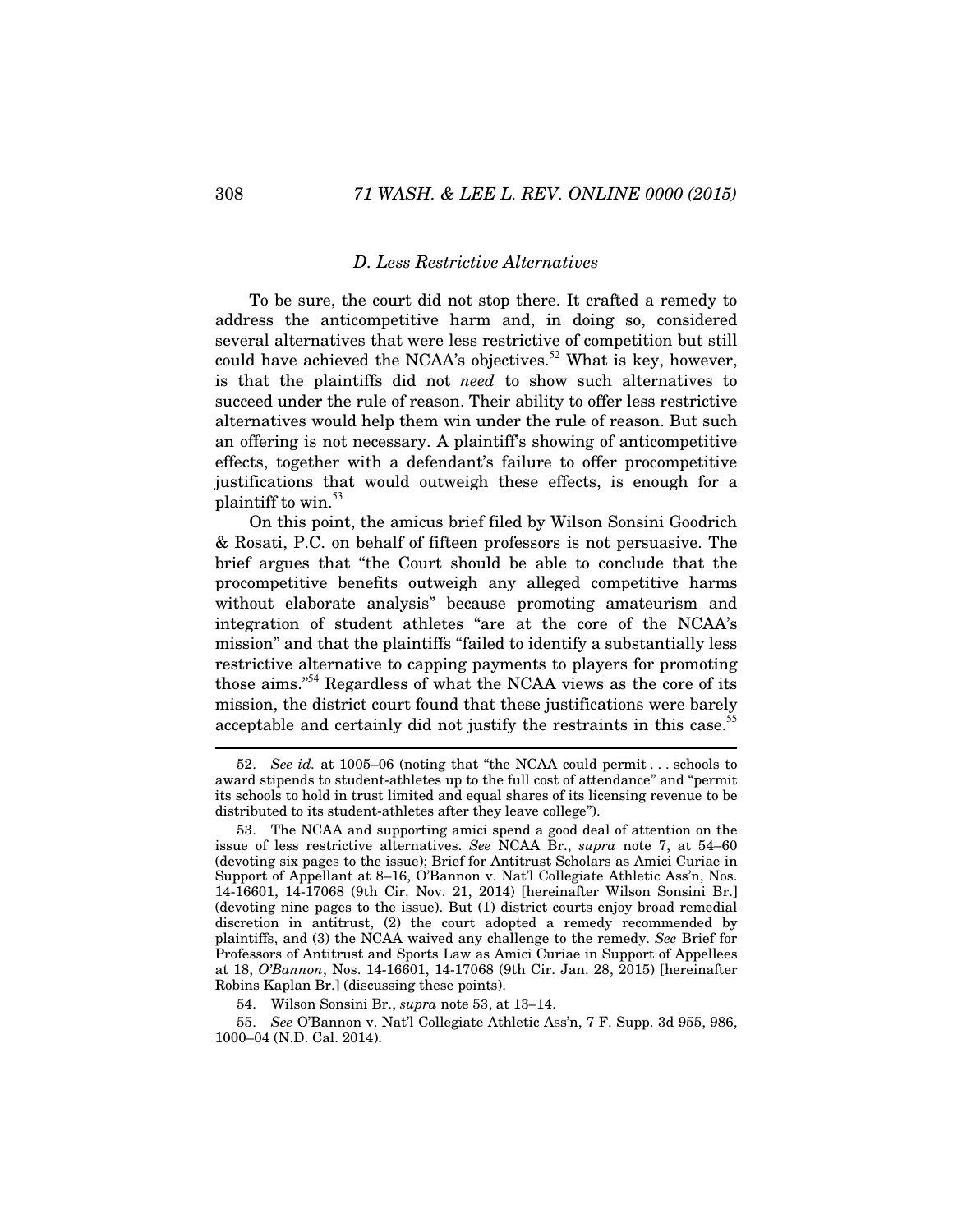### *D. Less Restrictive Alternatives*

To be sure, the court did not stop there. It crafted a remedy to address the anticompetitive harm and, in doing so, considered several alternatives that were less restrictive of competition but still could have achieved the NCAA's objectives.[52] What is key, however, is that the plaintiffs did not *need* to show such alternatives to succeed under the rule of reason. Their ability to offer less restrictive alternatives would help them win under the rule of reason. But such an offering is not necessary. A plaintiff's showing of anticompetitive effects, together with a defendant's failure to offer procompetitive justifications that would outweigh these effects, is enough for a plaintiff to win.[53]

On this point, the amicus brief filed by Wilson Sonsini Goodrich & Rosati, P.C. on behalf of fifteen professors is not persuasive. The brief argues that "the Court should be able to conclude that the procompetitive benefits outweigh any alleged competitive harms without elaborate analysis" because promoting amateurism and integration of student athletes "are at the core of the NCAA's mission" and that the plaintiffs "failed to identify a substantially less restrictive alternative to capping payments to players for promoting those aims."[54] Regardless of what the NCAA views as the core of its mission, the district court found that these justifications were barely acceptable and certainly did not justify the restraints in this case.[55]

---

52. *See id.* at 1005–06 (noting that "the NCAA could permit . . . schools to award stipends to student-athletes up to the full cost of attendance" and "permit its schools to hold in trust limited and equal shares of its licensing revenue to be distributed to its student-athletes after they leave college").

53. The NCAA and supporting amici spend a good deal of attention on the issue of less restrictive alternatives. *See* NCAA Br., *supra* note 7, at 54–60 (devoting six pages to the issue); Brief for Antitrust Scholars as Amici Curiae in Support of Appellant at 8–16, O'Bannon v. Nat'l Collegiate Athletic Ass'n, Nos. 14-16601, 14-17068 (9th Cir. Nov. 21, 2014) [hereinafter Wilson Sonsini Br.] (devoting nine pages to the issue). But (1) district courts enjoy broad remedial discretion in antitrust, (2) the court adopted a remedy recommended by plaintiffs, and (3) the NCAA waived any challenge to the remedy. *See* Brief for Professors of Antitrust and Sports Law as Amici Curiae in Support of Appellees at 18, *O'Bannon*, Nos. 14-16601, 14-17068 (9th Cir. Jan. 28, 2015) [hereinafter Robins Kaplan Br.] (discussing these points).

54. Wilson Sonsini Br., *supra* note 53, at 13–14.

55. *See* O'Bannon v. Nat'l Collegiate Athletic Ass'n, 7 F. Supp. 3d 955, 986, 1000–04 (N.D. Cal. 2014).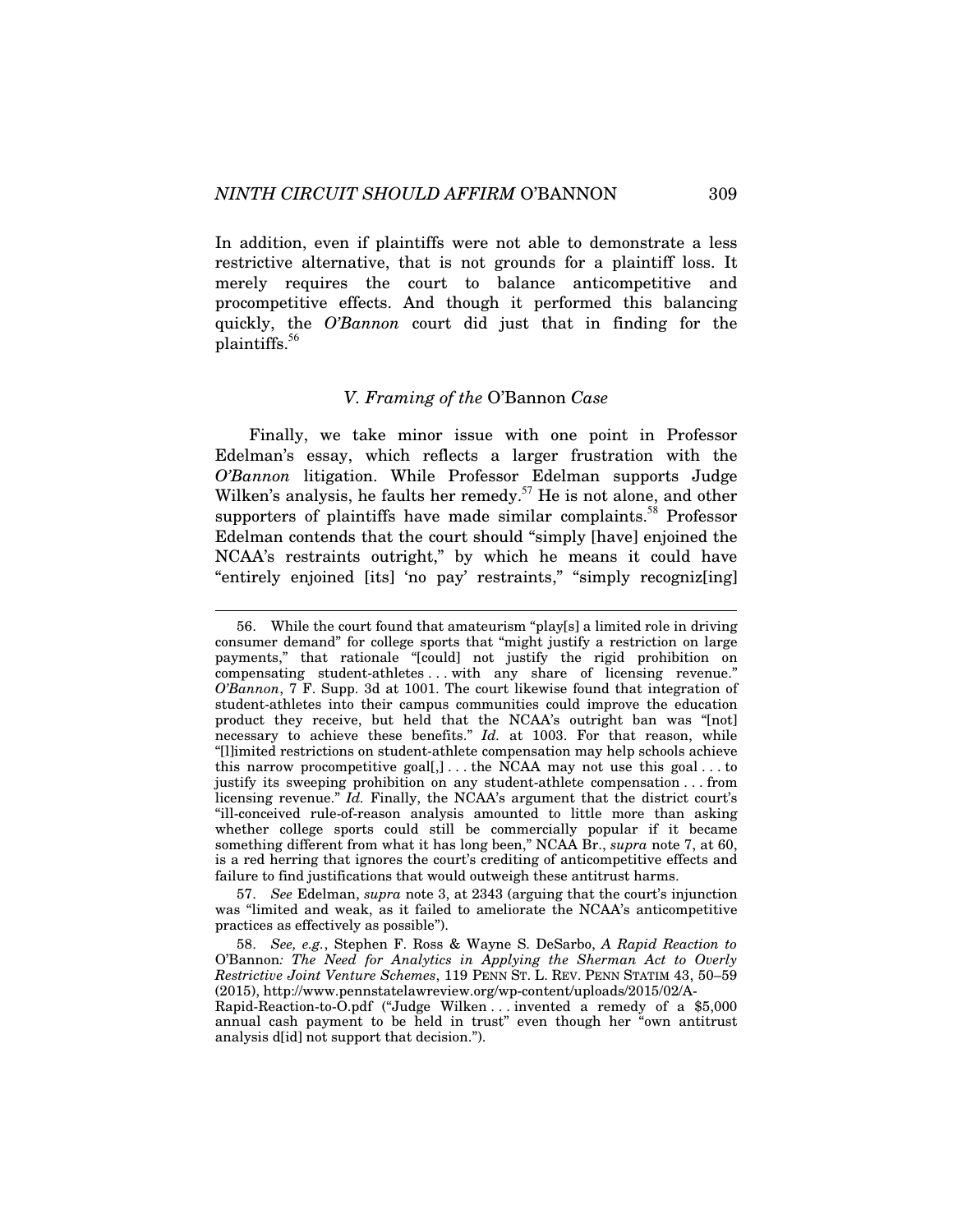In addition, even if plaintiffs were not able to demonstrate a less restrictive alternative, that is not grounds for a plaintiff loss. It merely requires the court to balance anticompetitive and procompetitive effects. And though it performed this balancing quickly, the *O'Bannon* court did just that in finding for the plaintiffs.[56]

### *V. Framing of the* O'Bannon *Case*

Finally, we take minor issue with one point in Professor Edelman's essay, which reflects a larger frustration with the *O'Bannon* litigation. While Professor Edelman supports Judge Wilken's analysis, he faults her remedy.[57] He is not alone, and other supporters of plaintiffs have made similar complaints.[58] Professor Edelman contends that the court should "simply [have] enjoined the NCAA's restraints outright," by which he means it could have "entirely enjoined [its] 'no pay' restraints," "simply recogniz[ing]

---

56. While the court found that amateurism "play[s] a limited role in driving consumer demand" for college sports that "might justify a restriction on large payments," that rationale "[could] not justify the rigid prohibition on compensating student-athletes . . . with any share of licensing revenue." *O'Bannon*, 7 F. Supp. 3d at 1001. The court likewise found that integration of student-athletes into their campus communities could improve the education product they receive, but held that the NCAA's outright ban was "[not] necessary to achieve these benefits." *Id.* at 1003. For that reason, while "[l]imited restrictions on student-athlete compensation may help schools achieve this narrow procompetitive goal[,] . . . the NCAA may not use this goal . . . to justify its sweeping prohibition on any student-athlete compensation . . . from licensing revenue." *Id.* Finally, the NCAA's argument that the district court's "ill-conceived rule-of-reason analysis amounted to little more than asking whether college sports could still be commercially popular if it became something different from what it has long been," NCAA Br., *supra* note 7, at 60, is a red herring that ignores the court's crediting of anticompetitive effects and failure to find justifications that would outweigh these antitrust harms.

57. *See* Edelman, *supra* note 3, at 2343 (arguing that the court's injunction was "limited and weak, as it failed to ameliorate the NCAA's anticompetitive practices as effectively as possible").

58. *See, e.g.*, Stephen F. Ross & Wayne S. DeSarbo, *A Rapid Reaction to* O'Bannon*: The Need for Analytics in Applying the Sherman Act to Overly Restrictive Joint Venture Schemes*, 119 PENN ST. L. REV. PENN STATIM 43, 50–59 (2015), http://www.pennstatelawreview.org/wp-content/uploads/2015/02/A-Rapid-Reaction-to-O.pdf ("Judge Wilken . . . invented a remedy of a $5,000 annual cash payment to be held in trust" even though her "own antitrust analysis d[id] not support that decision.").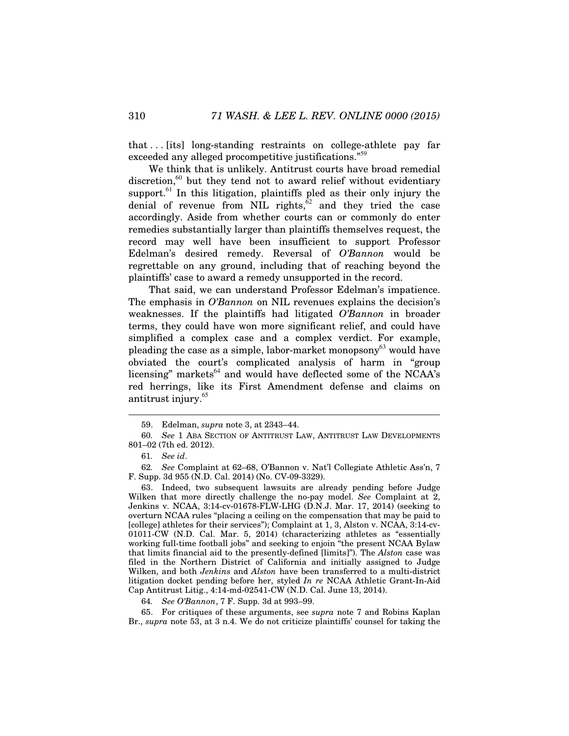that . . . [its] long-standing restraints on college-athlete pay far exceeded any alleged procompetitive justifications."[59]

We think that is unlikely. Antitrust courts have broad remedial discretion,[60] but they tend not to award relief without evidentiary support.[61] In this litigation, plaintiffs pled as their only injury the denial of revenue from NIL rights,[62] and they tried the case accordingly. Aside from whether courts can or commonly do enter remedies substantially larger than plaintiffs themselves request, the record may well have been insufficient to support Professor Edelman's desired remedy. Reversal of *O'Bannon* would be regrettable on any ground, including that of reaching beyond the plaintiffs' case to award a remedy unsupported in the record.

That said, we can understand Professor Edelman's impatience. The emphasis in *O'Bannon* on NIL revenues explains the decision's weaknesses. If the plaintiffs had litigated *O'Bannon* in broader terms, they could have won more significant relief, and could have simplified a complex case and a complex verdict. For example, pleading the case as a simple, labor-market monopsony[63] would have obviated the court's complicated analysis of harm in "group licensing" markets[64] and would have deflected some of the NCAA's red herrings, like its First Amendment defense and claims on antitrust injury.[65]

---

59. Edelman, *supra* note 3, at 2343–44.

60. *See* 1 ABA SECTION OF ANTITRUST LAW, ANTITRUST LAW DEVELOPMENTS 801–02 (7th ed. 2012).

61. *See id*.

62. *See* Complaint at 62–68, O'Bannon v. Nat'l Collegiate Athletic Ass'n, 7 F. Supp. 3d 955 (N.D. Cal. 2014) (No. CV-09-3329).

63. Indeed, two subsequent lawsuits are already pending before Judge Wilken that more directly challenge the no-pay model. *See* Complaint at 2, Jenkins v. NCAA, 3:14-cv-01678-FLW-LHG (D.N.J. Mar. 17, 2014) (seeking to overturn NCAA rules "placing a ceiling on the compensation that may be paid to [college] athletes for their services"); Complaint at 1, 3, Alston v. NCAA, 3:14-cv-01011-CW (N.D. Cal. Mar. 5, 2014) (characterizing athletes as "essentially working full-time football jobs" and seeking to enjoin "the present NCAA Bylaw that limits financial aid to the presently-defined [limits]"). The *Alston* case was filed in the Northern District of California and initially assigned to Judge Wilken, and both *Jenkins* and *Alston* have been transferred to a multi-district litigation docket pending before her, styled *In re* NCAA Athletic Grant-In-Aid Cap Antitrust Litig., 4:14-md-02541-CW (N.D. Cal. June 13, 2014).

64. *See O'Bannon*, 7 F. Supp. 3d at 993–99.

65. For critiques of these arguments, see *supra* note 7 and Robins Kaplan Br., *supra* note 53, at 3 n.4. We do not criticize plaintiffs' counsel for taking the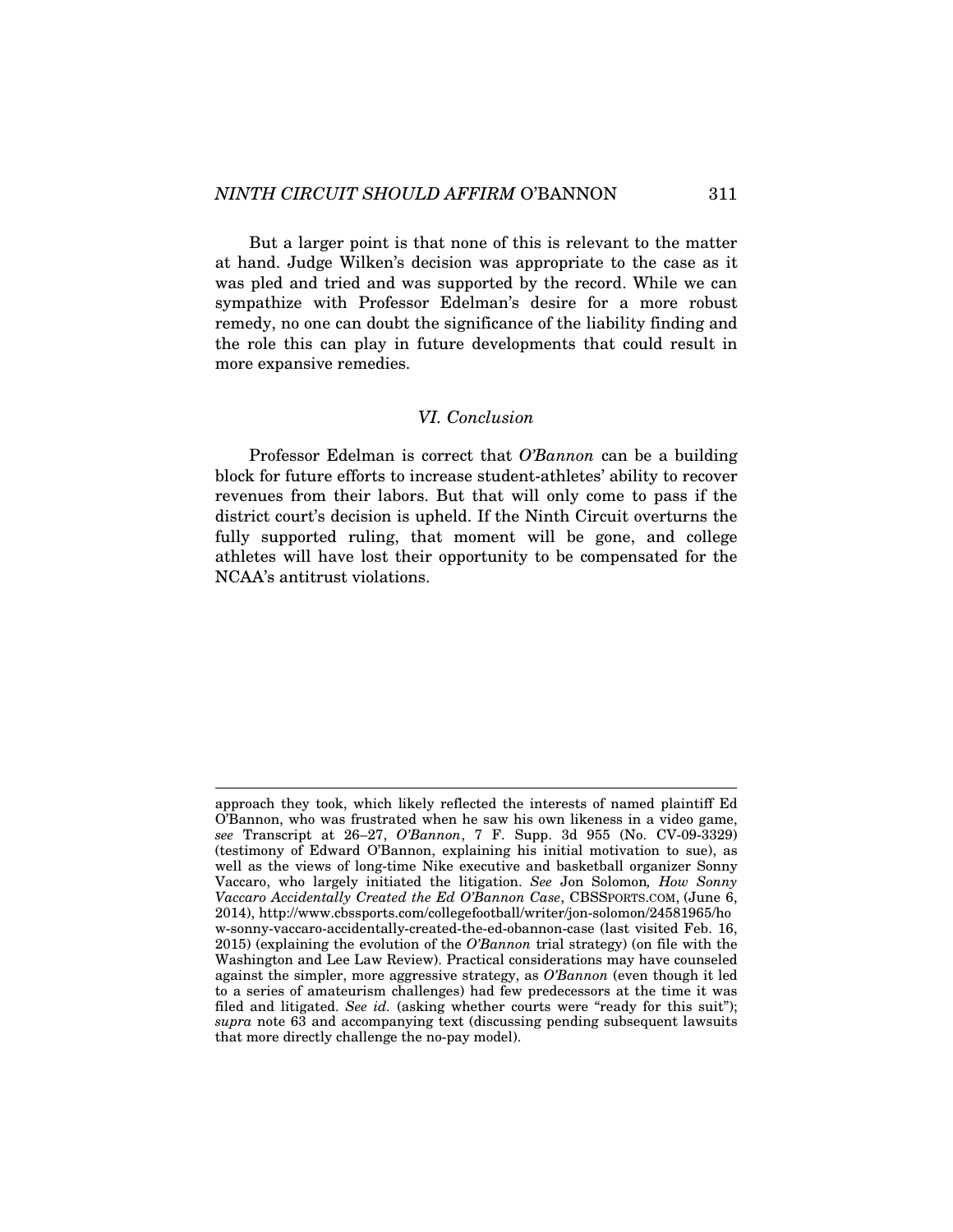But a larger point is that none of this is relevant to the matter at hand. Judge Wilken's decision was appropriate to the case as it was pled and tried and was supported by the record. While we can sympathize with Professor Edelman's desire for a more robust remedy, no one can doubt the significance of the liability finding and the role this can play in future developments that could result in more expansive remedies.

## *VI. Conclusion*

Professor Edelman is correct that *O'Bannon* can be a building block for future efforts to increase student-athletes' ability to recover revenues from their labors. But that will only come to pass if the district court's decision is upheld. If the Ninth Circuit overturns the fully supported ruling, that moment will be gone, and college athletes will have lost their opportunity to be compensated for the NCAA's antitrust violations.

---

approach they took, which likely reflected the interests of named plaintiff Ed O'Bannon, who was frustrated when he saw his own likeness in a video game, *see* Transcript at 26–27, *O'Bannon*, 7 F. Supp. 3d 955 (No. CV-09-3329) (testimony of Edward O'Bannon, explaining his initial motivation to sue), as well as the views of long-time Nike executive and basketball organizer Sonny Vaccaro, who largely initiated the litigation. *See* Jon Solomon*, How Sonny Vaccaro Accidentally Created the Ed O'Bannon Case*, CBSSPORTS.COM, (June 6, 2014), http://www.cbssports.com/collegefootball/writer/jon-solomon/24581965/how-sonny-vaccaro-accidentally-created-the-ed-obannon-case (last visited Feb. 16, 2015) (explaining the evolution of the *O'Bannon* trial strategy) (on file with the Washington and Lee Law Review). Practical considerations may have counseled against the simpler, more aggressive strategy, as *O'Bannon* (even though it led to a series of amateurism challenges) had few predecessors at the time it was filed and litigated. *See id.* (asking whether courts were "ready for this suit"); *supra* note 63 and accompanying text (discussing pending subsequent lawsuits that more directly challenge the no-pay model).